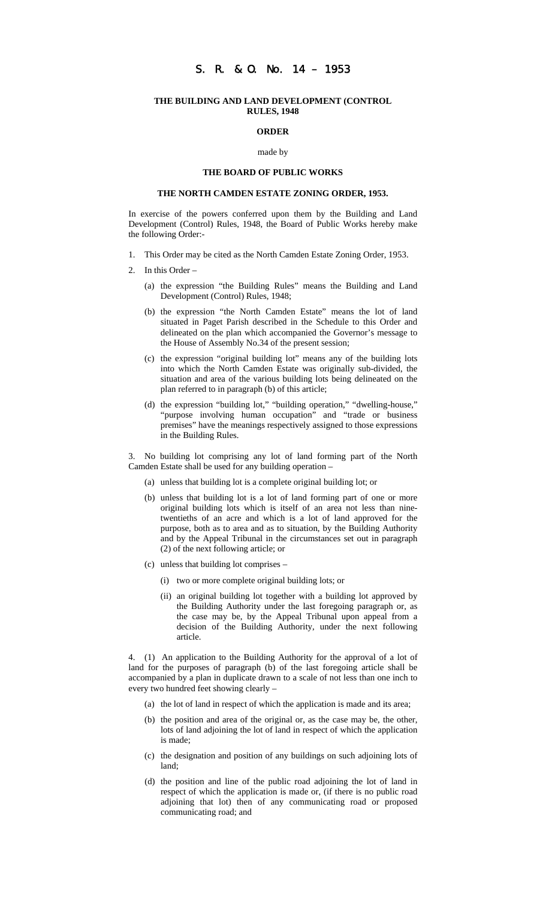# S. R. & O. No. 14 – 1953

**THE BUILDING AND LAND DEVELOPMENT (CONTROL RULES, 1948**

**ORDER**

made by

**THE BOARD OF PUBLIC WORKS**

**THE NORTH CAMDEN ESTATE ZONING ORDER, 1953.**

In exercise of the powers conferred upon them by the Building and Land Development (Control) Rules, 1948, the Board of Public Works hereby make the following Order:-

1. This Order may be cited as the North Camden Estate Zoning Order, 1953.

2. In this Order –

   (a) the expression "the Building Rules" means the Building and Land Development (Control) Rules, 1948;

   (b) the expression "the North Camden Estate" means the lot of land situated in Paget Parish described in the Schedule to this Order and delineated on the plan which accompanied the Governor's message to the House of Assembly No.34 of the present session;

   (c) the expression "original building lot" means any of the building lots into which the North Camden Estate was originally sub-divided, the situation and area of the various building lots being delineated on the plan referred to in paragraph (b) of this article;

   (d) the expression "building lot," "building operation," "dwelling-house," "purpose involving human occupation" and "trade or business premises" have the meanings respectively assigned to those expressions in the Building Rules.

3. No building lot comprising any lot of land forming part of the North Camden Estate shall be used for any building operation –

   (a) unless that building lot is a complete original building lot; or

   (b) unless that building lot is a lot of land forming part of one or more original building lots which is itself of an area not less than nine-twentieths of an acre and which is a lot of land approved for the purpose, both as to area and as to situation, by the Building Authority and by the Appeal Tribunal in the circumstances set out in paragraph (2) of the next following article; or

   (c) unless that building lot comprises –

      (i) two or more complete original building lots; or

      (ii) an original building lot together with a building lot approved by the Building Authority under the last foregoing paragraph or, as the case may be, by the Appeal Tribunal upon appeal from a decision of the Building Authority, under the next following article.

4. (1) An application to the Building Authority for the approval of a lot of land for the purposes of paragraph (b) of the last foregoing article shall be accompanied by a plan in duplicate drawn to a scale of not less than one inch to every two hundred feet showing clearly –

   (a) the lot of land in respect of which the application is made and its area;

   (b) the position and area of the original or, as the case may be, the other, lots of land adjoining the lot of land in respect of which the application is made;

   (c) the designation and position of any buildings on such adjoining lots of land;

   (d) the position and line of the public road adjoining the lot of land in respect of which the application is made or, (if there is no public road adjoining that lot) then of any communicating road or proposed communicating road; and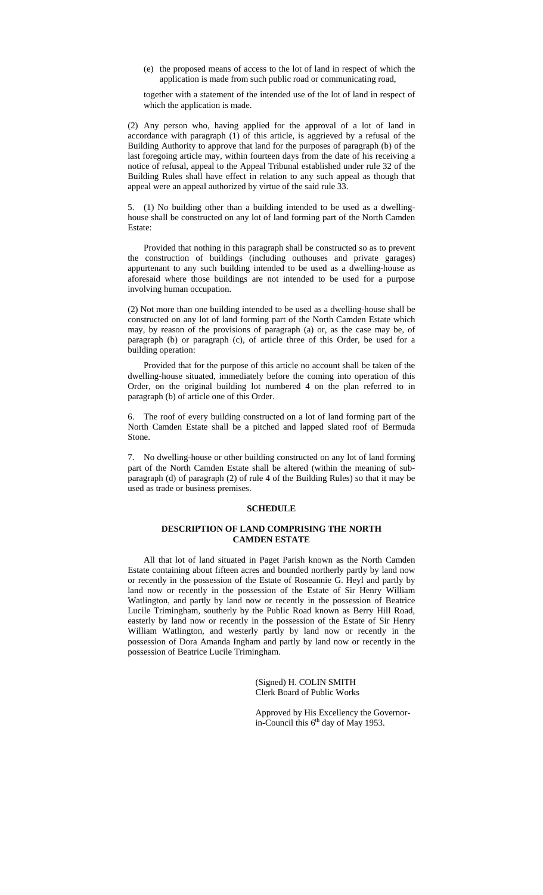(e) the proposed means of access to the lot of land in respect of which the application is made from such public road or communicating road,

together with a statement of the intended use of the lot of land in respect of which the application is made.

(2) Any person who, having applied for the approval of a lot of land in accordance with paragraph (1) of this article, is aggrieved by a refusal of the Building Authority to approve that land for the purposes of paragraph (b) of the last foregoing article may, within fourteen days from the date of his receiving a notice of refusal, appeal to the Appeal Tribunal established under rule 32 of the Building Rules shall have effect in relation to any such appeal as though that appeal were an appeal authorized by virtue of the said rule 33.

5. (1) No building other than a building intended to be used as a dwelling-house shall be constructed on any lot of land forming part of the North Camden Estate:

Provided that nothing in this paragraph shall be constructed so as to prevent the construction of buildings (including outhouses and private garages) appurtenant to any such building intended to be used as a dwelling-house as aforesaid where those buildings are not intended to be used for a purpose involving human occupation.

(2) Not more than one building intended to be used as a dwelling-house shall be constructed on any lot of land forming part of the North Camden Estate which may, by reason of the provisions of paragraph (a) or, as the case may be, of paragraph (b) or paragraph (c), of article three of this Order, be used for a building operation:

Provided that for the purpose of this article no account shall be taken of the dwelling-house situated, immediately before the coming into operation of this Order, on the original building lot numbered 4 on the plan referred to in paragraph (b) of article one of this Order.

6. The roof of every building constructed on a lot of land forming part of the North Camden Estate shall be a pitched and lapped slated roof of Bermuda Stone.

7. No dwelling-house or other building constructed on any lot of land forming part of the North Camden Estate shall be altered (within the meaning of sub-paragraph (d) of paragraph (2) of rule 4 of the Building Rules) so that it may be used as trade or business premises.

**SCHEDULE**

**DESCRIPTION OF LAND COMPRISING THE NORTH CAMDEN ESTATE**

All that lot of land situated in Paget Parish known as the North Camden Estate containing about fifteen acres and bounded northerly partly by land now or recently in the possession of the Estate of Roseannie G. Heyl and partly by land now or recently in the possession of the Estate of Sir Henry William Watlington, and partly by land now or recently in the possession of Beatrice Lucile Trimingham, southerly by the Public Road known as Berry Hill Road, easterly by land now or recently in the possession of the Estate of Sir Henry William Watlington, and westerly partly by land now or recently in the possession of Dora Amanda Ingham and partly by land now or recently in the possession of Beatrice Lucile Trimingham.

(Signed) H. COLIN SMITH
Clerk Board of Public Works

Approved by His Excellency the Governor-in-Council this 6th day of May 1953.